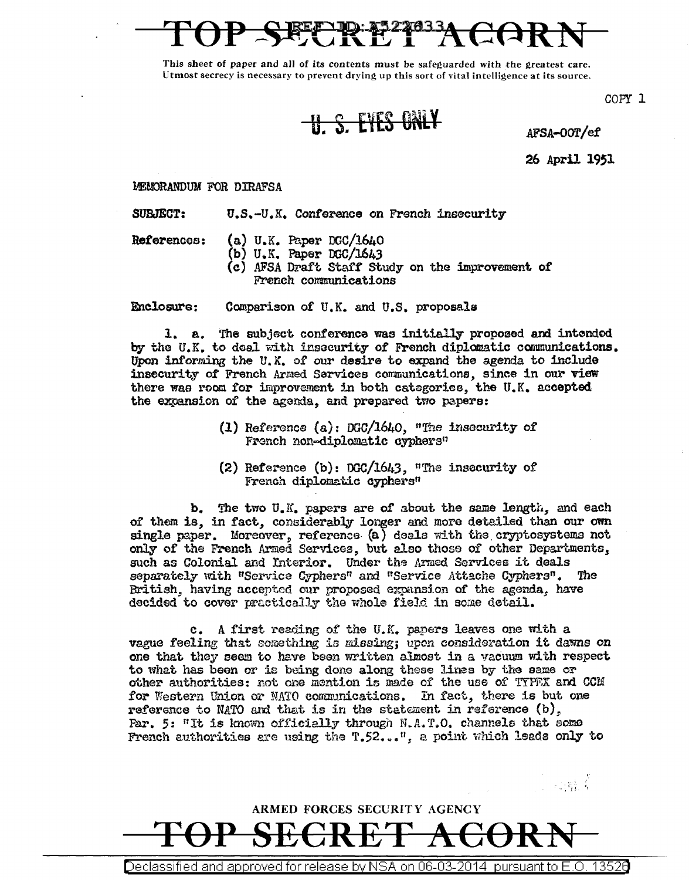TOP SECRET ACORN

This sheet of paper and all of its contents must be safeguarded with the greatest care.
Utmost secrecy is necessary to prevent drying up this sort of vital intelligence at its source.

COPY 1

~~U. S. EYES ONLY~~

AFSA-00T/ef

26 April 1951

MEMORANDUM FOR DIRAFSA

SUBJECT: U.S.-U.K. Conference on French insecurity

References:
(a) U.K. Paper DGC/1640
(b) U.K. Paper DGC/1643
(c) AFSA Draft Staff Study on the improvement of French communications

Enclosure: Comparison of U.K. and U.S. proposals

1\. a. The subject conference was initially proposed and intended by the U.K. to deal with insecurity of French diplomatic communications. Upon informing the U.K. of our desire to expand the agenda to include insecurity of French Armed Services communications, since in our view there was room for improvement in both categories, the U.K. accepted the expansion of the agenda, and prepared two papers:

(1) Reference (a): DGC/1640, "The insecurity of French non-diplomatic cyphers"

(2) Reference (b): DGC/1643, "The insecurity of French diplomatic cyphers"

b\. The two U.K. papers are of about the same length, and each of them is, in fact, considerably longer and more detailed than our own single paper. Moreover, reference (a) deals with the cryptosystems not only of the French Armed Services, but also those of other Departments, such as Colonial and Interior. Under the Armed Services it deals separately with "Service Cyphers" and "Service Attache Cyphers". The British, having accepted our proposed expansion of the agenda, have decided to cover practically the whole field in some detail.

c\. A first reading of the U.K. papers leaves one with a vague feeling that something is missing; upon consideration it dawns on one that they seem to have been written almost in a vacuum with respect to what has been or is being done along these lines by the same or other authorities: not one mention is made of the use of TYPEX and CCM for Western Union or NATO communications. In fact, there is but one reference to NATO and that is in the statement in reference (b), Par. 5: "It is known officially through N.A.T.O. channels that some French authorities are using the T.52...", a point which leads only to

ARMED FORCES SECURITY AGENCY

TOP SECRET ACORN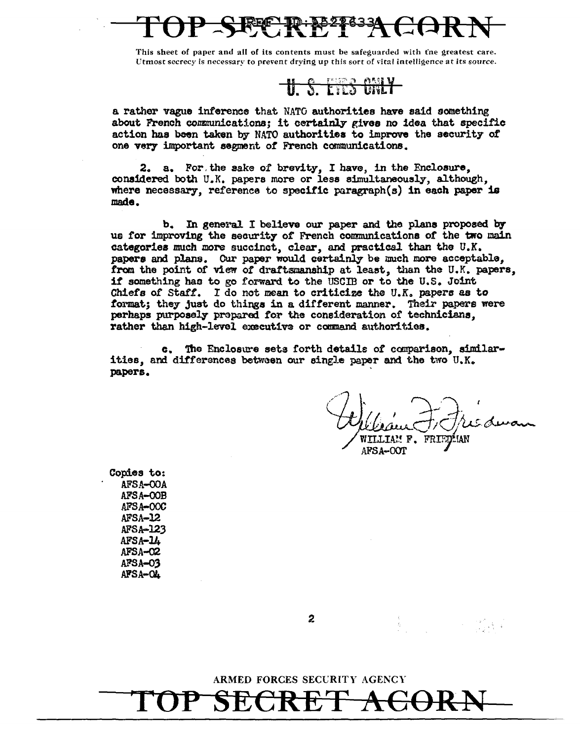a rather vague inference that NATO authorities have said something about French communications; it certainly gives no idea that specific action has been taken by NATO authorities to improve the security of one very important segment of French communications.

2. a. For the sake of brevity, I have, in the Enclosure, considered both U.K. papers more or less simultaneously, although, where necessary, reference to specific paragraph(s) in each paper is made.

b. In general I believe our paper and the plans proposed by us for improving the security of French communications of the two main categories much more succinct, clear, and practical than the U.K. papers and plans. Our paper would certainly be much more acceptable, from the point of view of draftsmanship at least, than the U.K. papers, if something has to go forward to the USCIB or to the U.S. Joint Chiefs of Staff. I do not mean to criticize the U.K. papers as to format; they just do things in a different manner. Their papers were perhaps purposely prepared for the consideration of technicians, rather than high-level executive or command authorities.

c. The Enclosure sets forth details of comparison, similarities, and differences between our single paper and the two U.K. papers.

WILLIAM F. FRIEDMAN
AFSA-OOT

Copies to:
AFSA-OOA
AFSA-OOB
AFSA-OOC
AFSA-12
AFSA-123
AFSA-14
AFSA-02
AFSA-03
AFSA-04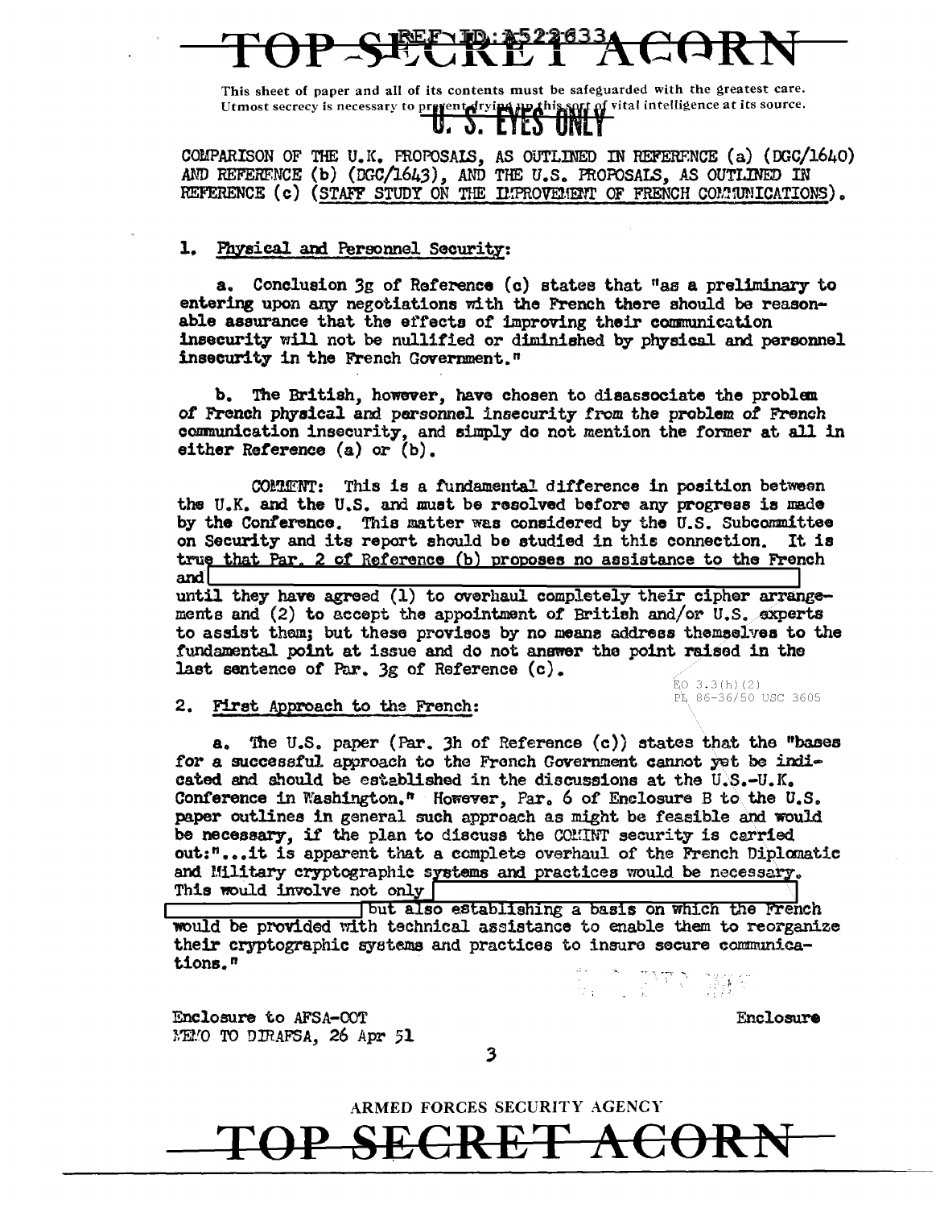TOP SECRET ACORN

This sheet of paper and all of its contents must be safeguarded with the greatest care. Utmost secrecy is necessary to prevent drying up this sort of vital intelligence at its source.

U. S. EYES ONLY

COMPARISON OF THE U.K. PROPOSALS, AS OUTLINED IN REFERENCE (a) (DGC/1640) AND REFERENCE (b) (DGC/1643), AND THE U.S. PROPOSALS, AS OUTLINED IN REFERENCE (c) (STAFF STUDY ON THE IMPROVEMENT OF FRENCH COMMUNICATIONS).

1. Physical and Personnel Security:

a. Conclusion 3g of Reference (c) states that "as a preliminary to entering upon any negotiations with the French there should be reasonable assurance that the effects of improving their communication insecurity will not be nullified or diminished by physical and personnel insecurity in the French Government."

b. The British, however, have chosen to disassociate the problem of French physical and personnel insecurity from the problem of French communication insecurity, and simply do not mention the former at all in either Reference (a) or (b).

COMMENT: This is a fundamental difference in position between the U.K. and the U.S. and must be resolved before any progress is made by the Conference. This matter was considered by the U.S. Subcommittee on Security and its report should be studied in this connection. It is true that Par. 2 of Reference (b) proposes no assistance to the French and [REDACTED] until they have agreed (1) to overhaul completely their cipher arrangements and (2) to accept the appointment of British and/or U.S. experts to assist them; but these provisos by no means address themselves to the fundamental point at issue and do not answer the point raised in the last sentence of Par. 3g of Reference (c).

EO 3.3(h)(2)
PL 86-36/50 USC 3605

2. First Approach to the French:

a. The U.S. paper (Par. 3h of Reference (c)) states that the "bases for a successful approach to the French Government cannot yet be indicated and should be established in the discussions at the U.S.-U.K. Conference in Washington." However, Par. 6 of Enclosure B to the U.S. paper outlines in general such approach as might be feasible and would be necessary, if the plan to discuss the COMINT security is carried out:"...it is apparent that a complete overhaul of the French Diplomatic and Military cryptographic systems and practices would be necessary. This would involve not only [REDACTED] but also establishing a basis on which the French would be provided with technical assistance to enable them to reorganize their cryptographic systems and practices to insure secure communications."

Enclosure to AFSA-OOT
MEMO TO DIRAFSA, 26 Apr 51

Enclosure

ARMED FORCES SECURITY AGENCY

TOP SECRET ACORN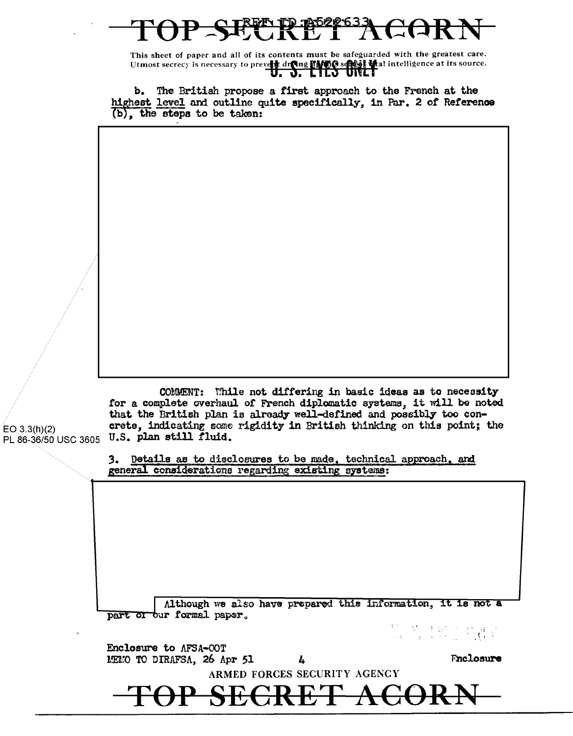This sheet of paper and all of its contents must be safeguarded with the greatest care. Utmost secrecy is necessary to prevent drying up this source of vital intelligence at its source.

U. S. EYES ONLY

b. The British propose a **first** approach to the French at the highest level and outline quite specifically, in Par. 2 of Reference (b), the steps to be taken:

COMMENT: While not differing in basic ideas as to necessity for a complete overhaul of French diplomatic systems, it will be noted that the British plan is already well-defined and possibly too concrete, indicating some rigidity in British thinking on this point; the U.S. plan still fluid.

EO 3.3(h)(2)
PL 86-36/50 USC 3605

3. Details as to disclosures to be made, technical approach, and general considerations regarding existing systems:

Although we also have prepared this information, it is not a part of our formal paper.

Enclosure to AFSA-OOT
MEMO TO DIRAFSA, 26 Apr 51

Enclosure

ARMED FORCES SECURITY AGENCY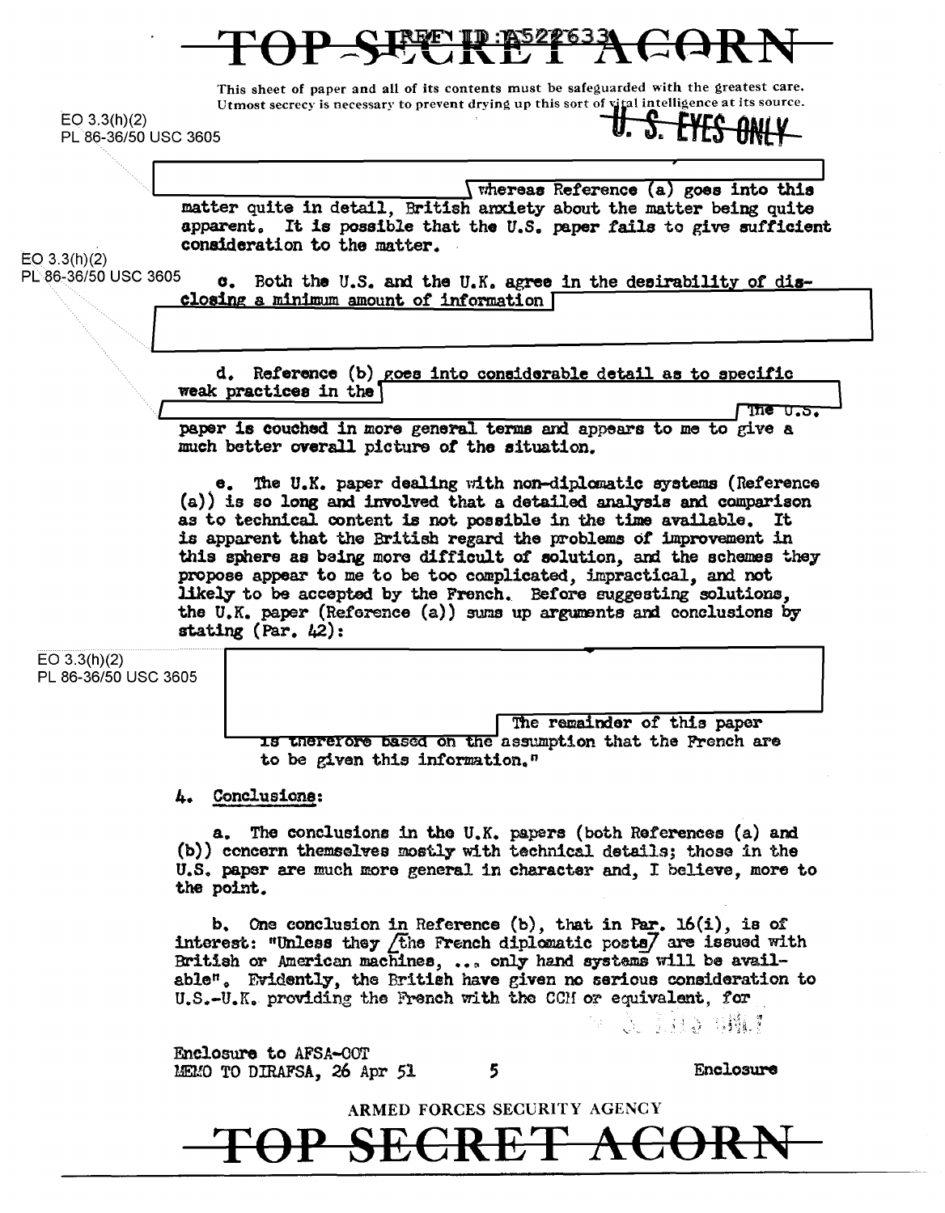**TOP SECRET ACORN**

This sheet of paper and all of its contents must be safeguarded with the greatest care. Utmost secrecy is necessary to prevent drying up this sort of vital intelligence at its source.

**U. S. EYES ONLY**

EO 3.3(h)(2)
PL 86-36/50 USC 3605

[REDACTED] whereas Reference (a) goes into this matter quite in detail, British anxiety about the matter being quite apparent. It is possible that the U.S. paper fails to give sufficient consideration to the matter.

EO 3.3(h)(2)
PL 86-36/50 USC 3605

c. Both the U.S. and the U.K. agree in the desirability of disclosing a minimum amount of information [REDACTED]

d. Reference (b) goes into considerable detail as to specific weak practices in the [REDACTED] The U.S. paper is couched in more general terms and appears to me to give a much better overall picture of the situation.

e. The U.K. paper dealing with non-diplomatic systems (Reference (a)) is so long and involved that a detailed analysis and comparison as to technical content is not possible in the time available. It is apparent that the British regard the problems of improvement in this sphere as being more difficult of solution, and the schemes they propose appear to me to be too complicated, impractical, and not likely to be accepted by the French. Before suggesting solutions, the U.K. paper (Reference (a)) sums up arguments and conclusions by stating (Par. 42):

EO 3.3(h)(2)
PL 86-36/50 USC 3605

[REDACTED] The remainder of this paper is therefore based on the assumption that the French are to be given this information."

4. Conclusions:

a. The conclusions in the U.K. papers (both References (a) and (b)) concern themselves mostly with technical details; those in the U.S. paper are much more general in character and, I believe, more to the point.

b. One conclusion in Reference (b), that in Par. 16(i), is of interest: "Unless they [the French diplomatic posts] are issued with British or American machines, ... only hand systems will be available". Evidently, the British have given no serious consideration to U.S.-U.K. providing the French with the CCM or equivalent, for

Enclosure to AFSA-OOT
MEMO TO DIRAFSA, 26 Apr 51

Enclosure

ARMED FORCES SECURITY AGENCY

**TOP SECRET ACORN**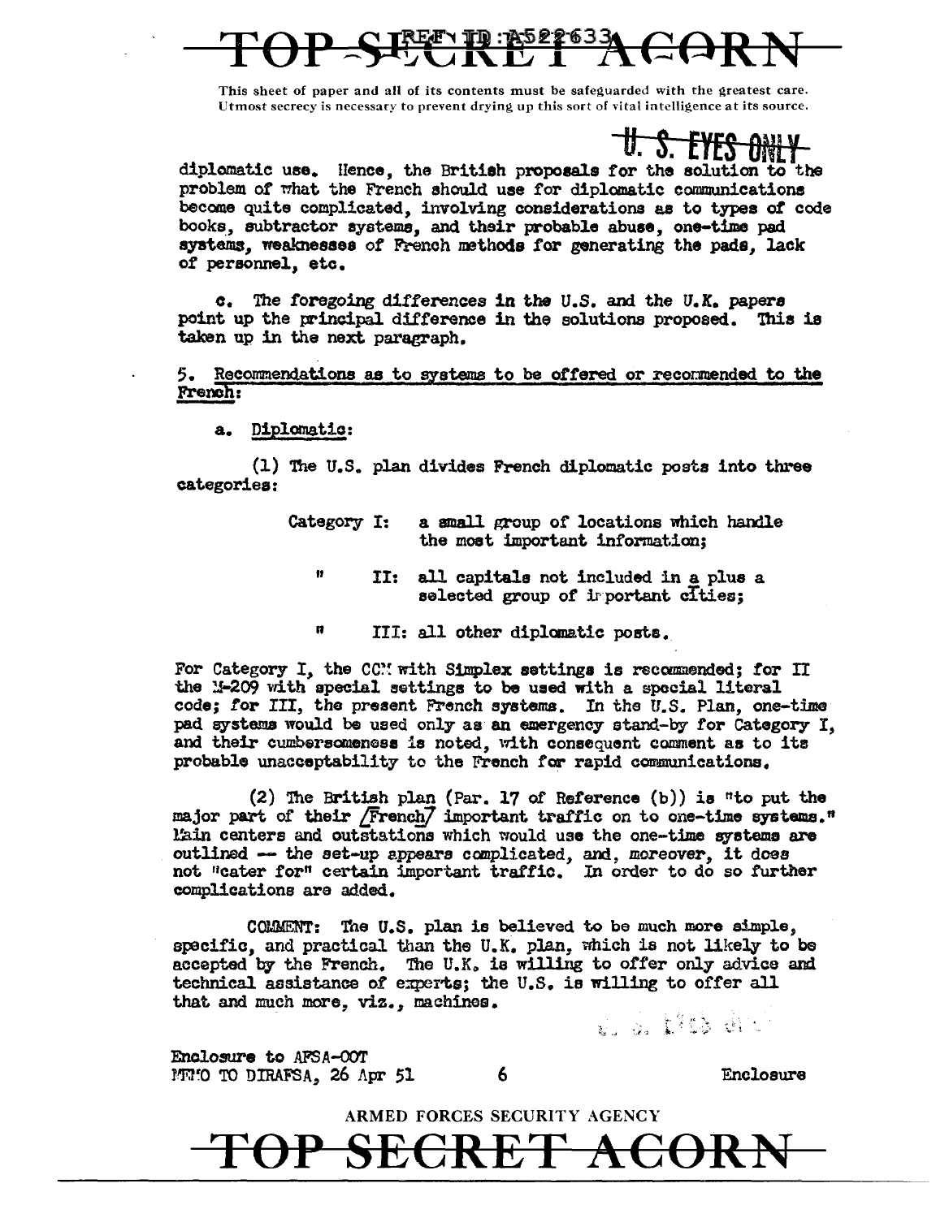This sheet of paper and all of its contents must be safeguarded with the greatest care. Utmost secrecy is necessary to prevent drying up this sort of vital intelligence at its source.

U. S. EYES ONLY

diplomatic use. Hence, the British proposals for the solution to the problem of what the French should use for diplomatic communications become quite complicated, involving considerations as to types of code books, subtractor systems, and their probable abuse, one-time pad systems, weaknesses of French methods for generating the pads, lack of personnel, etc.

c. The foregoing differences in the U.S. and the U.K. papers point up the principal difference in the solutions proposed. This is taken up in the next paragraph.

5. Recommendations as to systems to be offered or recommended to the French:

a. Diplomatic:

(1) The U.S. plan divides French diplomatic posts into three categories:

Category I: a small group of locations which handle the most important information;

" II: all capitals not included in a plus a selected group of important cities;

" III: all other diplomatic posts.

For Category I, the CCM with Simplex settings is recommended; for II the M-209 with special settings to be used with a special literal code; for III, the present French systems. In the U.S. Plan, one-time pad systems would be used only as an emergency stand-by for Category I, and their cumbersomeness is noted, with consequent comment as to its probable unacceptability to the French for rapid communications.

(2) The British plan (Par. 17 of Reference (b)) is "to put the major part of their [French] important traffic on to one-time systems." Main centers and outstations which would use the one-time systems are outlined -- the set-up appears complicated, and, moreover, it does not "cater for" certain important traffic. In order to do so further complications are added.

COMMENT: The U.S. plan is believed to be much more simple, specific, and practical than the U.K. plan, which is not likely to be accepted by the French. The U.K. is willing to offer only advice and technical assistance of experts; the U.S. is willing to offer all that and much more, viz., machines.

Enclosure to AFSA-OOT
MEMO TO DIRAFSA, 26 Apr 51

Enclosure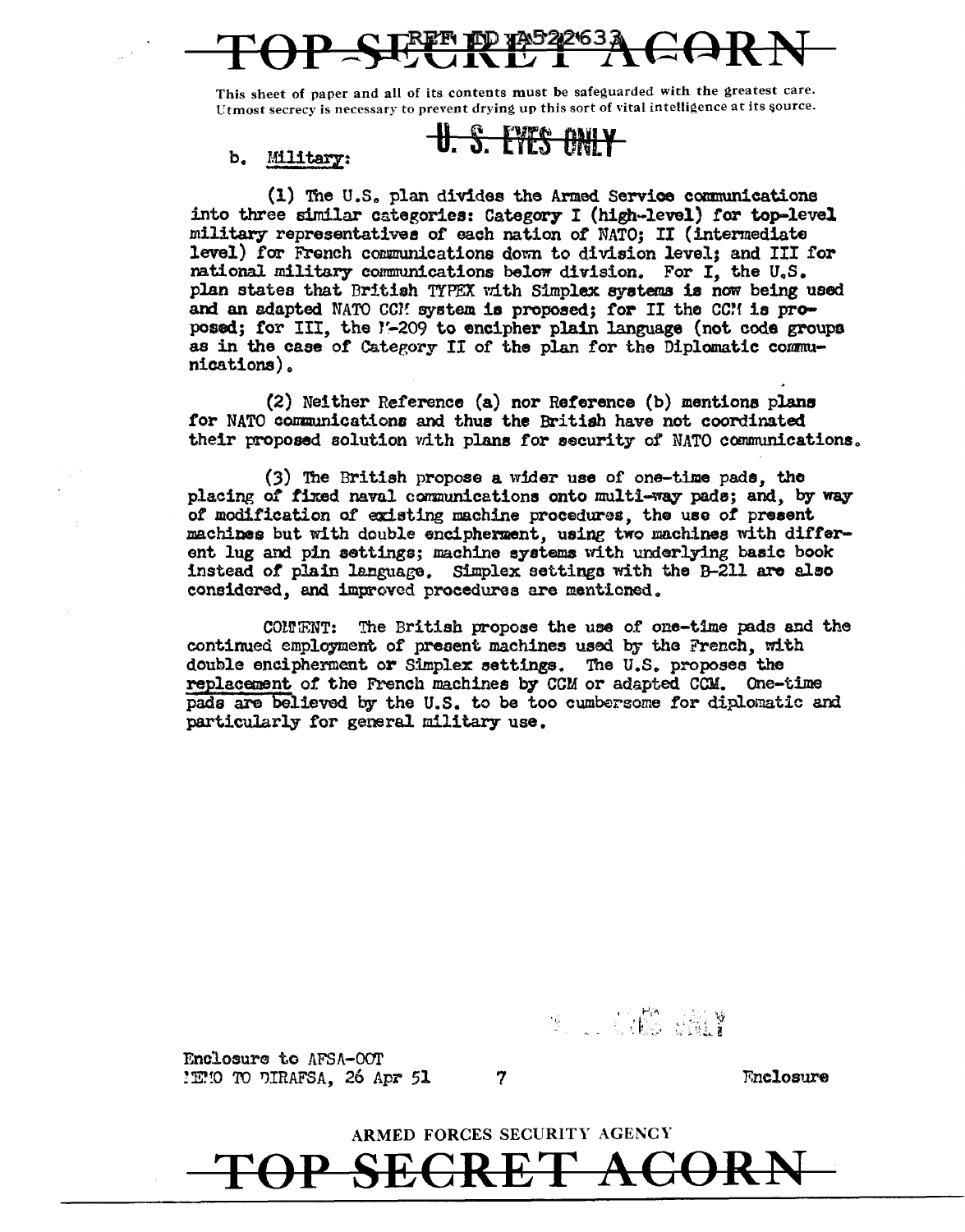This sheet of paper and all of its contents must be safeguarded with the greatest care. Utmost secrecy is necessary to prevent drying up this sort of vital intelligence at its source.

U. S. EYES ONLY

b. Military:

(1) The U.S. plan divides the Armed Service communications into three similar categories: Category I (high-level) for top-level military representatives of each nation of NATO; II (intermediate level) for French communications down to division level; and III for national military communications below division. For I, the U.S. plan states that British TYPEX with Simplex systems is now being used and an adapted NATO CCM system is proposed; for II the CCM is proposed; for III, the M-209 to encipher plain language (not code groups as in the case of Category II of the plan for the Diplomatic communications).

(2) Neither Reference (a) nor Reference (b) mentions plans for NATO communications and thus the British have not coordinated their proposed solution with plans for security of NATO communications.

(3) The British propose a wider use of one-time pads, the placing of fixed naval communications onto multi-way pads; and, by way of modification of existing machine procedures, the use of present machines but with double encipherment, using two machines with different lug and pin settings; machine systems with underlying basic book instead of plain language. Simplex settings with the B-211 are also considered, and improved procedures are mentioned.

COMMENT: The British propose the use of one-time pads and the continued employment of present machines used by the French, with double encipherment or Simplex settings. The U.S. proposes the replacement of the French machines by CCM or adapted CCM. One-time pads are believed by the U.S. to be too cumbersome for diplomatic and particularly for general military use.

Enclosure to AFSA-OOT
MEMO TO DIRAFSA, 26 Apr 51

Enclosure

ARMED FORCES SECURITY AGENCY